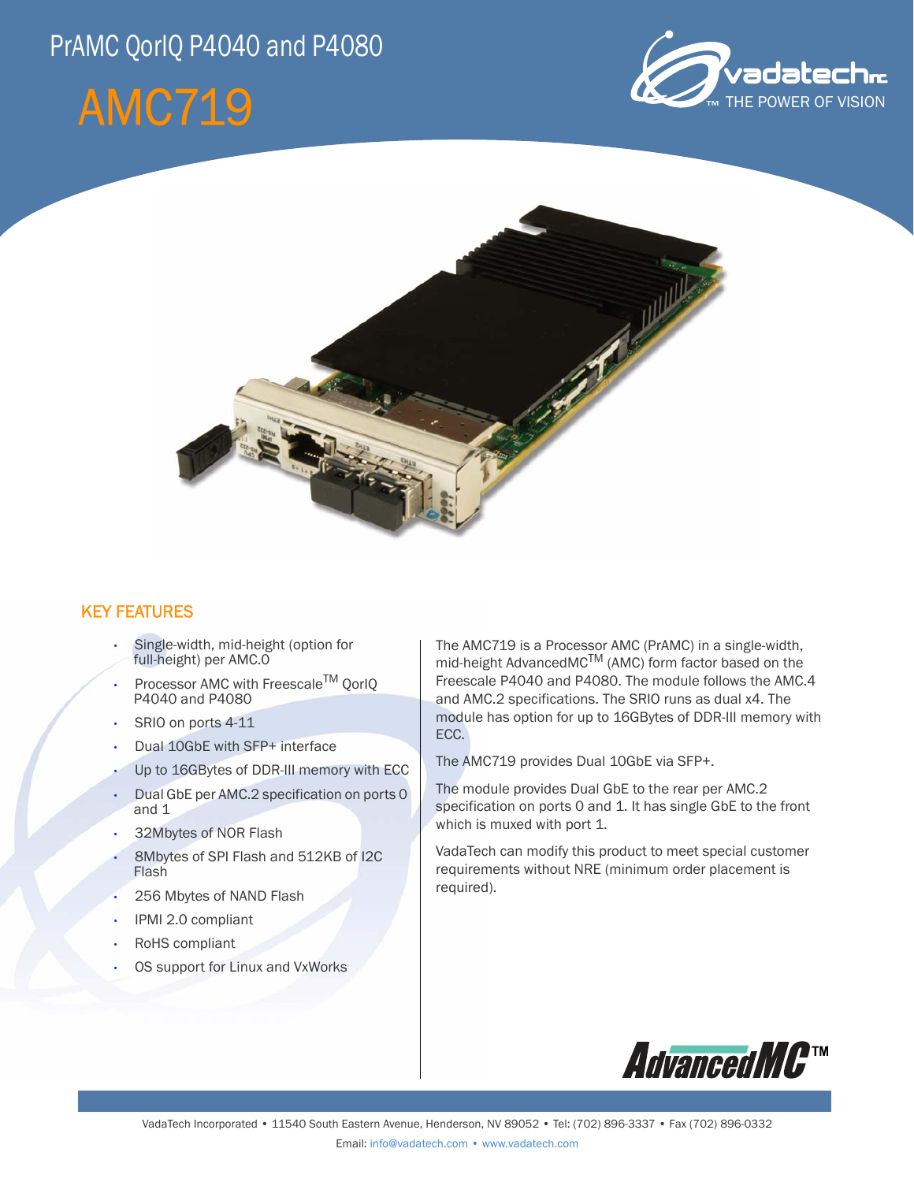# PrAMC QorIQ P4040 and P4080

# AMC719

## KEY FEATURES

- Single-width, mid-height (option for full-height) per AMC.0
- Processor AMC with Freescale™ QorIQ P4040 and P4080
- SRIO on ports 4-11
- Dual 10GbE with SFP+ interface
- Up to 16GBytes of DDR-III memory with ECC
- Dual GbE per AMC.2 specification on ports 0 and 1
- 32Mbytes of NOR Flash
- 8Mbytes of SPI Flash and 512KB of I2C Flash
- 256 Mbytes of NAND Flash
- IPMI 2.0 compliant
- RoHS compliant
- OS support for Linux and VxWorks

The AMC719 is a Processor AMC (PrAMC) in a single-width, mid-height AdvancedMC™ (AMC) form factor based on the Freescale P4040 and P4080. The module follows the AMC.4 and AMC.2 specifications. The SRIO runs as dual x4. The module has option for up to 16GBytes of DDR-III memory with ECC.

The AMC719 provides Dual 10GbE via SFP+.

The module provides Dual GbE to the rear per AMC.2 specification on ports 0 and 1. It has single GbE to the front which is muxed with port 1.

VadaTech can modify this product to meet special customer requirements without NRE (minimum order placement is required).

VadaTech Incorporated • 11540 South Eastern Avenue, Henderson, NV 89052 • Tel: (702) 896-3337 • Fax (702) 896-0332

Email: info@vadatech.com • www.vadatech.com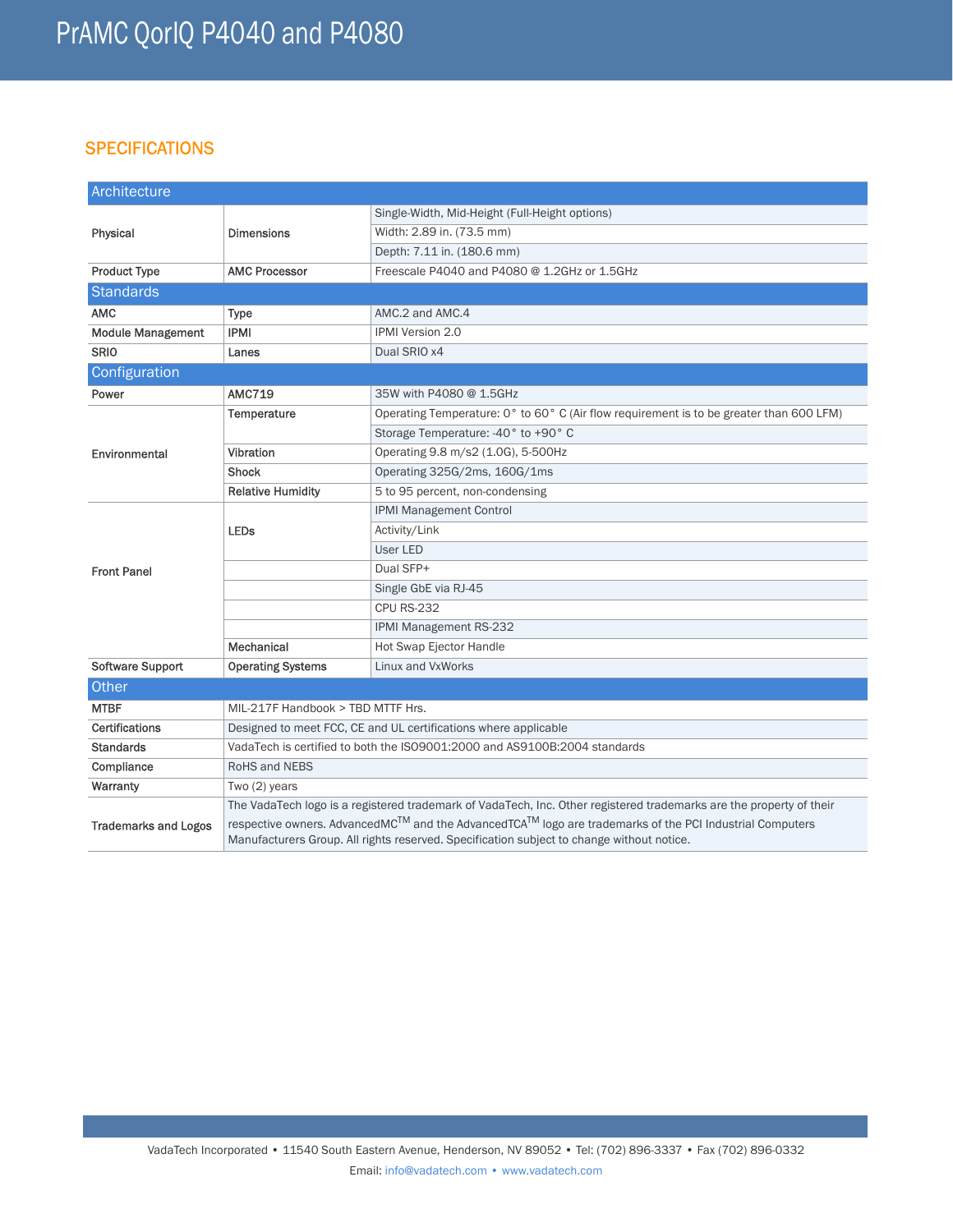## SPECIFICATIONS

| Architecture | | |
|---|---|---|
| Physical | Dimensions | Single-Width, Mid-Height (Full-Height options) |
| | | Width: 2.89 in. (73.5 mm) |
| | | Depth: 7.11 in. (180.6 mm) |
| Product Type | AMC Processor | Freescale P4040 and P4080 @ 1.2GHz or 1.5GHz |
| **Standards** | | |
| AMC | Type | AMC.2 and AMC.4 |
| Module Management | IPMI | IPMI Version 2.0 |
| SRIO | Lanes | Dual SRIO x4 |
| **Configuration** | | |
| Power | AMC719 | 35W with P4080 @ 1.5GHz |
| Environmental | Temperature | Operating Temperature: 0° to 60° C (Air flow requirement is to be greater than 600 LFM) |
| | | Storage Temperature: -40° to +90° C |
| | Vibration | Operating 9.8 m/s2 (1.0G), 5-500Hz |
| | Shock | Operating 325G/2ms, 160G/1ms |
| | Relative Humidity | 5 to 95 percent, non-condensing |
| Front Panel | LEDs | IPMI Management Control |
| | | Activity/Link |
| | | User LED |
| | | Dual SFP+ |
| | | Single GbE via RJ-45 |
| | | CPU RS-232 |
| | | IPMI Management RS-232 |
| | Mechanical | Hot Swap Ejector Handle |
| Software Support | Operating Systems | Linux and VxWorks |
| **Other** | | |
| MTBF | MIL-217F Handbook > TBD MTTF Hrs. | |
| Certifications | Designed to meet FCC, CE and UL certifications where applicable | |
| Standards | VadaTech is certified to both the ISO9001:2000 and AS9100B:2004 standards | |
| Compliance | RoHS and NEBS | |
| Warranty | Two (2) years | |
| Trademarks and Logos | The VadaTech logo is a registered trademark of VadaTech, Inc. Other registered trademarks are the property of their respective owners. AdvancedMC™ and the AdvancedTCA™ logo are trademarks of the PCI Industrial Computers Manufacturers Group. All rights reserved. Specification subject to change without notice. | |

VadaTech Incorporated • 11540 South Eastern Avenue, Henderson, NV 89052 • Tel: (702) 896-3337 • Fax (702) 896-0332

Email: info@vadatech.com • www.vadatech.com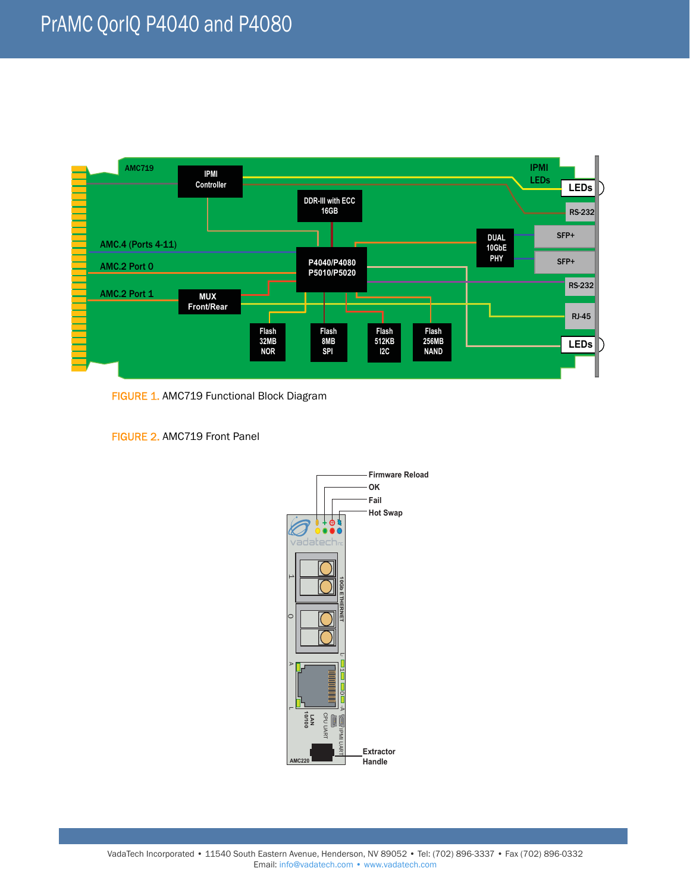FIGURE 1. AMC719 Functional Block Diagram

FIGURE 2. AMC719 Front Panel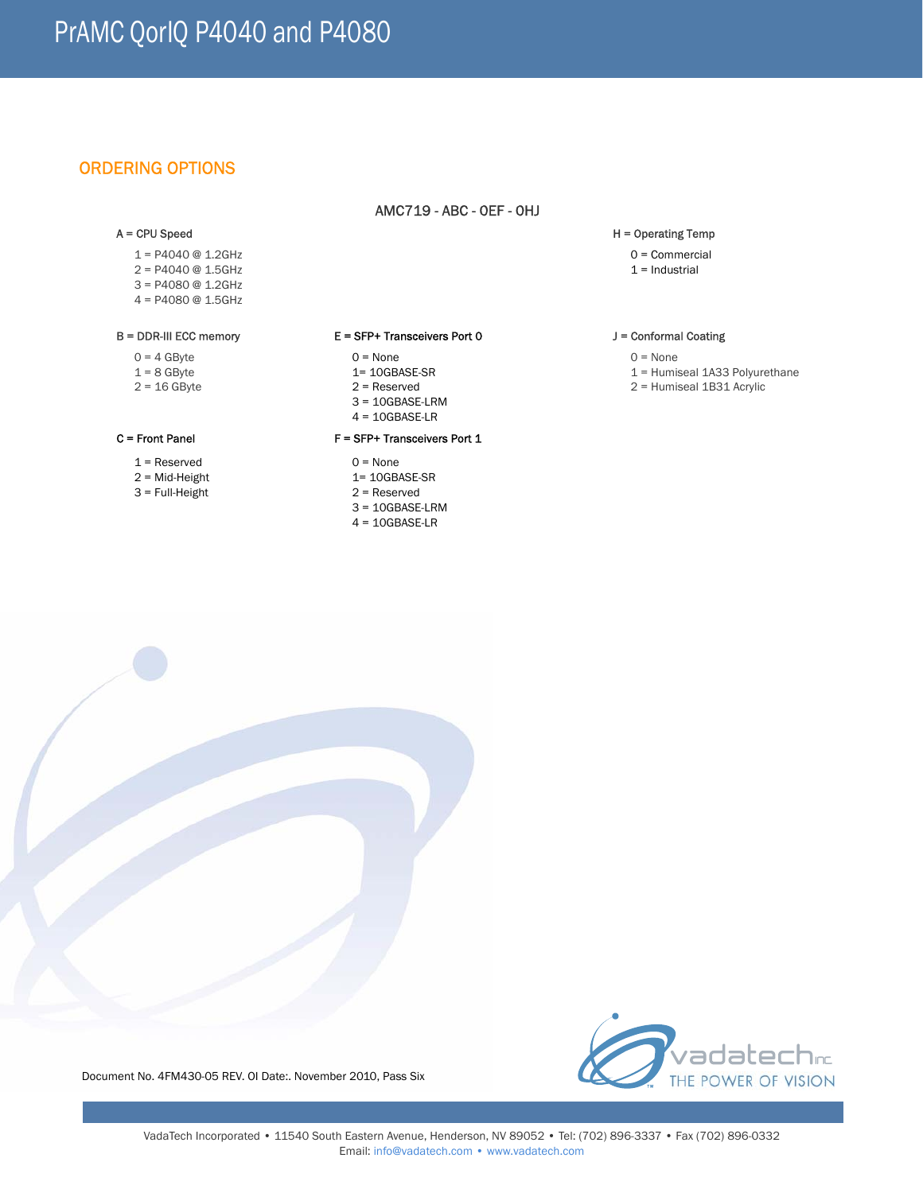## ORDERING OPTIONS

**AMC719 - ABC - 0EF - 0HJ**

**A = CPU Speed**

- 1 = P4040 @ 1.2GHz
- 2 = P4040 @ 1.5GHz
- 3 = P4080 @ 1.2GHz
- 4 = P4080 @ 1.5GHz

**B = DDR-III ECC memory**

- 0 = 4 GByte
- 1 = 8 GByte
- 2 = 16 GByte

**C = Front Panel**

- 1 = Reserved
- 2 = Mid-Height
- 3 = Full-Height

**E = SFP+ Transceivers Port 0**

- 0 = None
- 1= 10GBASE-SR
- 2 = Reserved
- 3 = 10GBASE-LRM
- 4 = 10GBASE-LR

**F = SFP+ Transceivers Port 1**

- 0 = None
- 1= 10GBASE-SR
- 2 = Reserved
- 3 = 10GBASE-LRM
- 4 = 10GBASE-LR

**H = Operating Temp**

- 0 = Commercial
- 1 = Industrial

**J = Conformal Coating**

- 0 = None
- 1 = Humiseal 1A33 Polyurethane
- 2 = Humiseal 1B31 Acrylic

Document No. 4FM430-05 REV. 01 Date:. November 2010, Pass Six

VadaTech Incorporated • 11540 South Eastern Avenue, Henderson, NV 89052 • Tel: (702) 896-3337 • Fax (702) 896-0332
Email: info@vadatech.com • www.vadatech.com